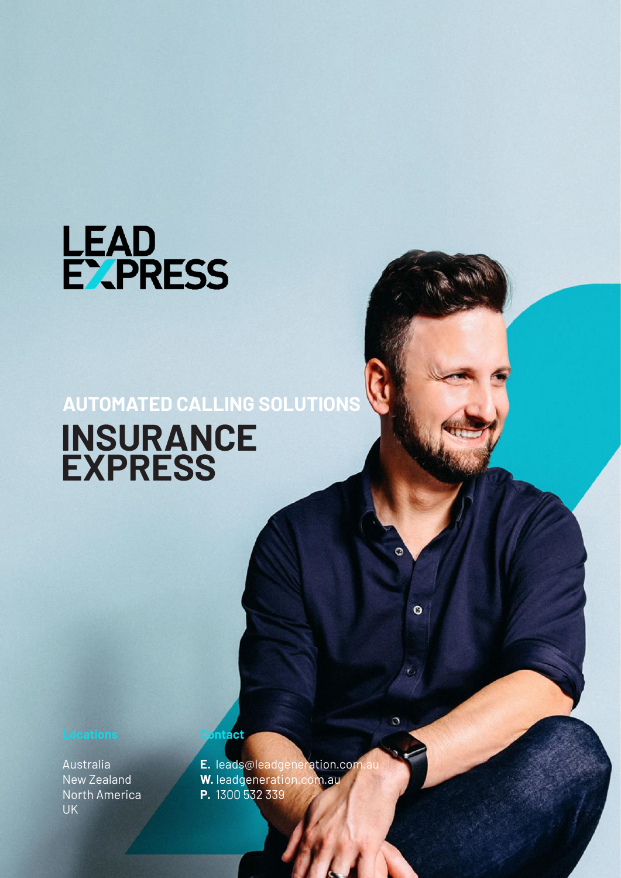LEAD EXPRESS

AUTOMATED CALLING SOLUTIONS

# INSURANCE EXPRESS

**Locations**

Australia
New Zealand
North America
UK

**Contact**

**E.** leads@leadgeneration.com.au
**W.** leadgeneration.com.au
**P.** 1300 532 339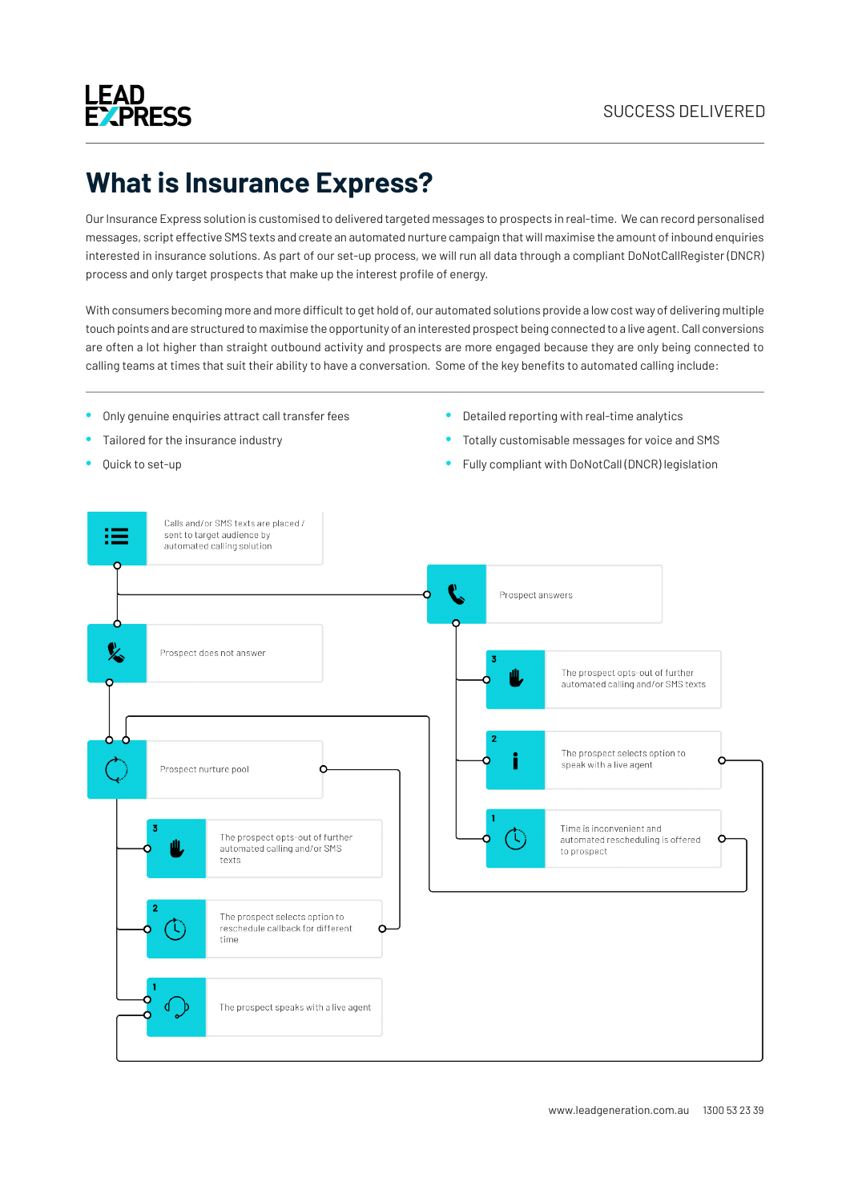# What is Insurance Express?

Our Insurance Express solution is customised to delivered targeted messages to prospects in real-time. We can record personalised messages, script effective SMS texts and create an automated nurture campaign that will maximise the amount of inbound enquiries interested in insurance solutions. As part of our set-up process, we will run all data through a compliant DoNotCallRegister (DNCR) process and only target prospects that make up the interest profile of energy.

With consumers becoming more and more difficult to get hold of, our automated solutions provide a low cost way of delivering multiple touch points and are structured to maximise the opportunity of an interested prospect being connected to a live agent. Call conversions are often a lot higher than straight outbound activity and prospects are more engaged because they are only being connected to calling teams at times that suit their ability to have a conversation. Some of the key benefits to automated calling include:

- Only genuine enquiries attract call transfer fees
- Tailored for the insurance industry
- Quick to set-up
- Detailed reporting with real-time analytics
- Totally customisable messages for voice and SMS
- Fully compliant with DoNotCall (DNCR) legislation

Calls and/or SMS texts are placed / sent to target audience by automated calling solution

Prospect answers

Prospect does not answer

3 The prospect opts-out of further automated calling and/or SMS texts

2 The prospect selects option to speak with a live agent

Prospect nurture pool

1 Time is inconvenient and automated rescheduling is offered to prospect

3 The prospect opts-out of further automated calling and/or SMS texts

2 The prospect selects option to reschedule callback for different time

1 The prospect speaks with a live agent